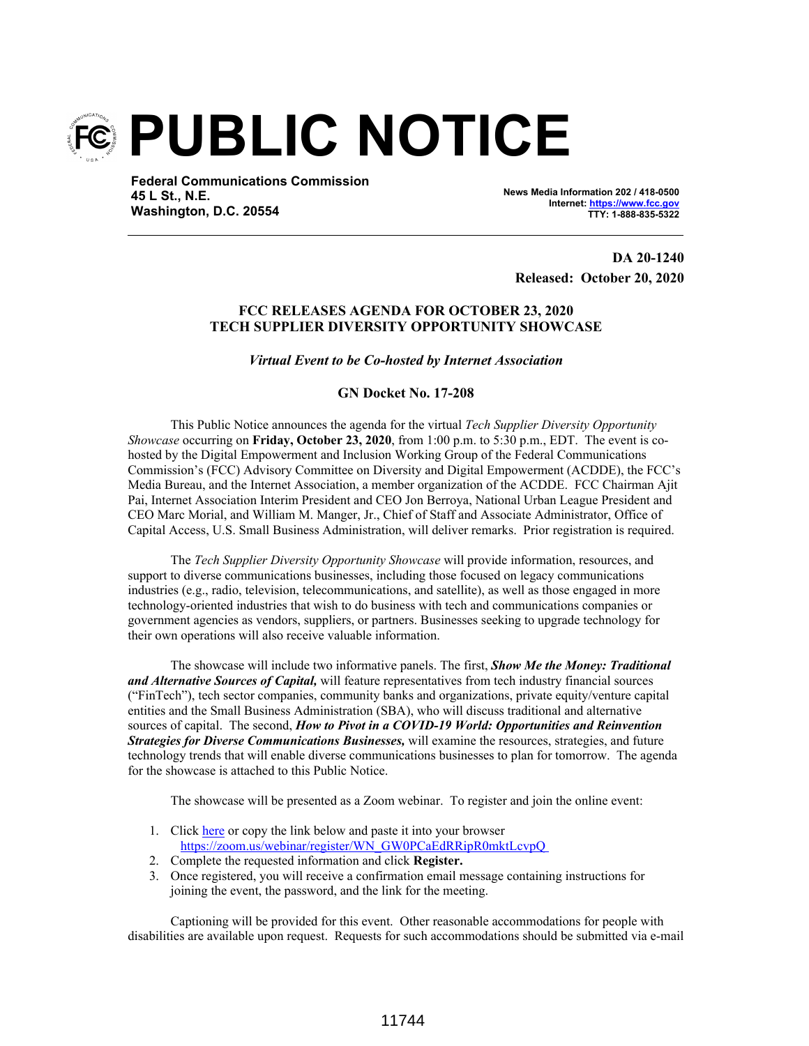# PUBLIC NOTICE

**Federal Communications Commission**
**45 L St., N.E.**
**Washington, D.C. 20554**

**News Media Information 202 / 418-0500**
**Internet: https://www.fcc.gov**
**TTY: 1-888-835-5322**

**DA 20-1240**
**Released: October 20, 2020**

**FCC RELEASES AGENDA FOR OCTOBER 23, 2020**
**TECH SUPPLIER DIVERSITY OPPORTUNITY SHOWCASE**

***Virtual Event to be Co-hosted by Internet Association***

**GN Docket No. 17-208**

This Public Notice announces the agenda for the virtual *Tech Supplier Diversity Opportunity Showcase* occurring on **Friday, October 23, 2020**, from 1:00 p.m. to 5:30 p.m., EDT. The event is co-hosted by the Digital Empowerment and Inclusion Working Group of the Federal Communications Commission's (FCC) Advisory Committee on Diversity and Digital Empowerment (ACDDE), the FCC's Media Bureau, and the Internet Association, a member organization of the ACDDE. FCC Chairman Ajit Pai, Internet Association Interim President and CEO Jon Berroya, National Urban League President and CEO Marc Morial, and William M. Manger, Jr., Chief of Staff and Associate Administrator, Office of Capital Access, U.S. Small Business Administration, will deliver remarks. Prior registration is required.

The *Tech Supplier Diversity Opportunity Showcase* will provide information, resources, and support to diverse communications businesses, including those focused on legacy communications industries (e.g., radio, television, telecommunications, and satellite), as well as those engaged in more technology-oriented industries that wish to do business with tech and communications companies or government agencies as vendors, suppliers, or partners. Businesses seeking to upgrade technology for their own operations will also receive valuable information.

The showcase will include two informative panels. The first, ***Show Me the Money: Traditional and Alternative Sources of Capital,*** will feature representatives from tech industry financial sources ("FinTech"), tech sector companies, community banks and organizations, private equity/venture capital entities and the Small Business Administration (SBA), who will discuss traditional and alternative sources of capital. The second, ***How to Pivot in a COVID-19 World: Opportunities and Reinvention Strategies for Diverse Communications Businesses,*** will examine the resources, strategies, and future technology trends that will enable diverse communications businesses to plan for tomorrow. The agenda for the showcase is attached to this Public Notice.

The showcase will be presented as a Zoom webinar. To register and join the online event:

1. Click here or copy the link below and paste it into your browser https://zoom.us/webinar/register/WN_GW0PCaEdRRipR0mktLcvpQ
2. Complete the requested information and click **Register.**
3. Once registered, you will receive a confirmation email message containing instructions for joining the event, the password, and the link for the meeting.

Captioning will be provided for this event. Other reasonable accommodations for people with disabilities are available upon request. Requests for such accommodations should be submitted via e-mail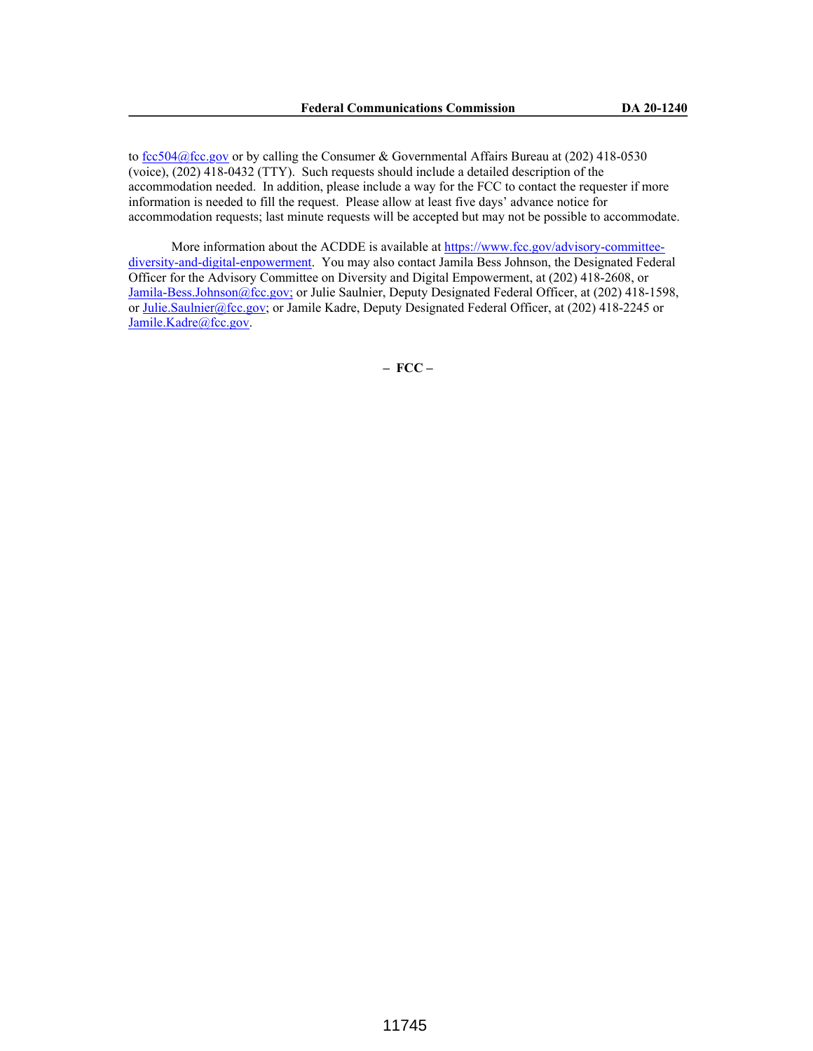to fcc504@fcc.gov or by calling the Consumer & Governmental Affairs Bureau at (202) 418-0530 (voice), (202) 418-0432 (TTY). Such requests should include a detailed description of the accommodation needed. In addition, please include a way for the FCC to contact the requester if more information is needed to fill the request. Please allow at least five days' advance notice for accommodation requests; last minute requests will be accepted but may not be possible to accommodate.

More information about the ACDDE is available at https://www.fcc.gov/advisory-committee-diversity-and-digital-enpowerment. You may also contact Jamila Bess Johnson, the Designated Federal Officer for the Advisory Committee on Diversity and Digital Empowerment, at (202) 418-2608, or Jamila-Bess.Johnson@fcc.gov; or Julie Saulnier, Deputy Designated Federal Officer, at (202) 418-1598, or Julie.Saulnier@fcc.gov; or Jamile Kadre, Deputy Designated Federal Officer, at (202) 418-2245 or Jamile.Kadre@fcc.gov.

**– FCC –**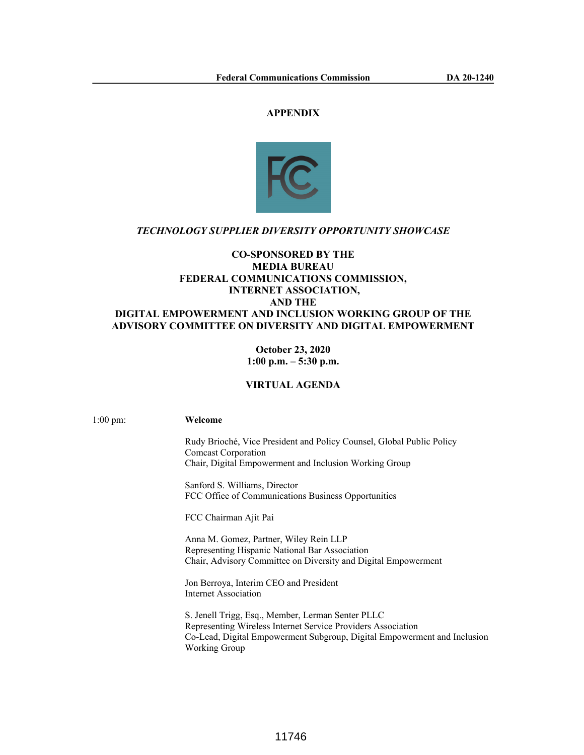# APPENDIX

*TECHNOLOGY SUPPLIER DIVERSITY OPPORTUNITY SHOWCASE*

**CO-SPONSORED BY THE
MEDIA BUREAU
FEDERAL COMMUNICATIONS COMMISSION,
INTERNET ASSOCIATION,
AND THE
DIGITAL EMPOWERMENT AND INCLUSION WORKING GROUP OF THE
ADVISORY COMMITTEE ON DIVERSITY AND DIGITAL EMPOWERMENT**

**October 23, 2020
1:00 p.m. – 5:30 p.m.**

**VIRTUAL AGENDA**

1:00 pm: **Welcome**

Rudy Brioché, Vice President and Policy Counsel, Global Public Policy
Comcast Corporation
Chair, Digital Empowerment and Inclusion Working Group

Sanford S. Williams, Director
FCC Office of Communications Business Opportunities

FCC Chairman Ajit Pai

Anna M. Gomez, Partner, Wiley Rein LLP
Representing Hispanic National Bar Association
Chair, Advisory Committee on Diversity and Digital Empowerment

Jon Berroya, Interim CEO and President
Internet Association

S. Jenell Trigg, Esq., Member, Lerman Senter PLLC
Representing Wireless Internet Service Providers Association
Co-Lead, Digital Empowerment Subgroup, Digital Empowerment and Inclusion Working Group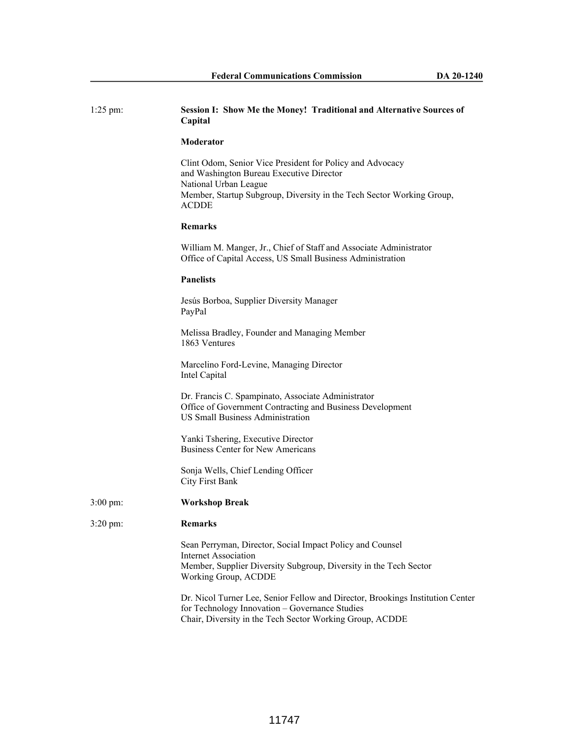1:25 pm: **Session I: Show Me the Money! Traditional and Alternative Sources of Capital**

**Moderator**

Clint Odom, Senior Vice President for Policy and Advocacy
and Washington Bureau Executive Director
National Urban League
Member, Startup Subgroup, Diversity in the Tech Sector Working Group, ACDDE

**Remarks**

William M. Manger, Jr., Chief of Staff and Associate Administrator
Office of Capital Access, US Small Business Administration

**Panelists**

Jesús Borboa, Supplier Diversity Manager
PayPal

Melissa Bradley, Founder and Managing Member
1863 Ventures

Marcelino Ford-Levine, Managing Director
Intel Capital

Dr. Francis C. Spampinato, Associate Administrator
Office of Government Contracting and Business Development
US Small Business Administration

Yanki Tshering, Executive Director
Business Center for New Americans

Sonja Wells, Chief Lending Officer
City First Bank

3:00 pm: **Workshop Break**

3:20 pm: **Remarks**

Sean Perryman, Director, Social Impact Policy and Counsel
Internet Association
Member, Supplier Diversity Subgroup, Diversity in the Tech Sector Working Group, ACDDE

Dr. Nicol Turner Lee, Senior Fellow and Director, Brookings Institution Center for Technology Innovation – Governance Studies
Chair, Diversity in the Tech Sector Working Group, ACDDE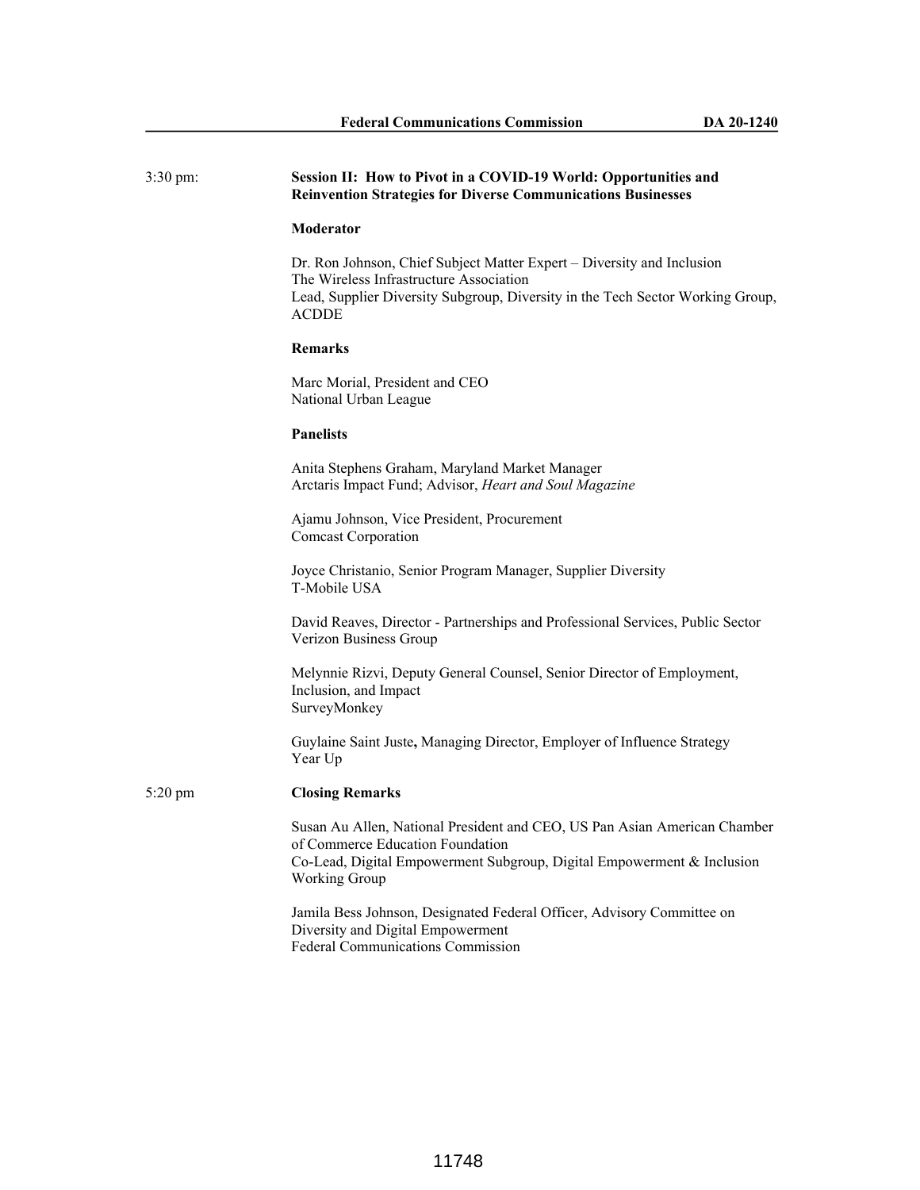3:30 pm: **Session II: How to Pivot in a COVID-19 World: Opportunities and Reinvention Strategies for Diverse Communications Businesses**

**Moderator**

Dr. Ron Johnson, Chief Subject Matter Expert – Diversity and Inclusion
The Wireless Infrastructure Association
Lead, Supplier Diversity Subgroup, Diversity in the Tech Sector Working Group, ACDDE

**Remarks**

Marc Morial, President and CEO
National Urban League

**Panelists**

Anita Stephens Graham, Maryland Market Manager
Arctaris Impact Fund; Advisor, *Heart and Soul Magazine*

Ajamu Johnson, Vice President, Procurement
Comcast Corporation

Joyce Christanio, Senior Program Manager, Supplier Diversity
T-Mobile USA

David Reaves, Director - Partnerships and Professional Services, Public Sector
Verizon Business Group

Melynnie Rizvi, Deputy General Counsel, Senior Director of Employment, Inclusion, and Impact
SurveyMonkey

Guylaine Saint Juste**,** Managing Director, Employer of Influence Strategy
Year Up

5:20 pm **Closing Remarks**

Susan Au Allen, National President and CEO, US Pan Asian American Chamber of Commerce Education Foundation
Co-Lead, Digital Empowerment Subgroup, Digital Empowerment & Inclusion Working Group

Jamila Bess Johnson, Designated Federal Officer, Advisory Committee on Diversity and Digital Empowerment
Federal Communications Commission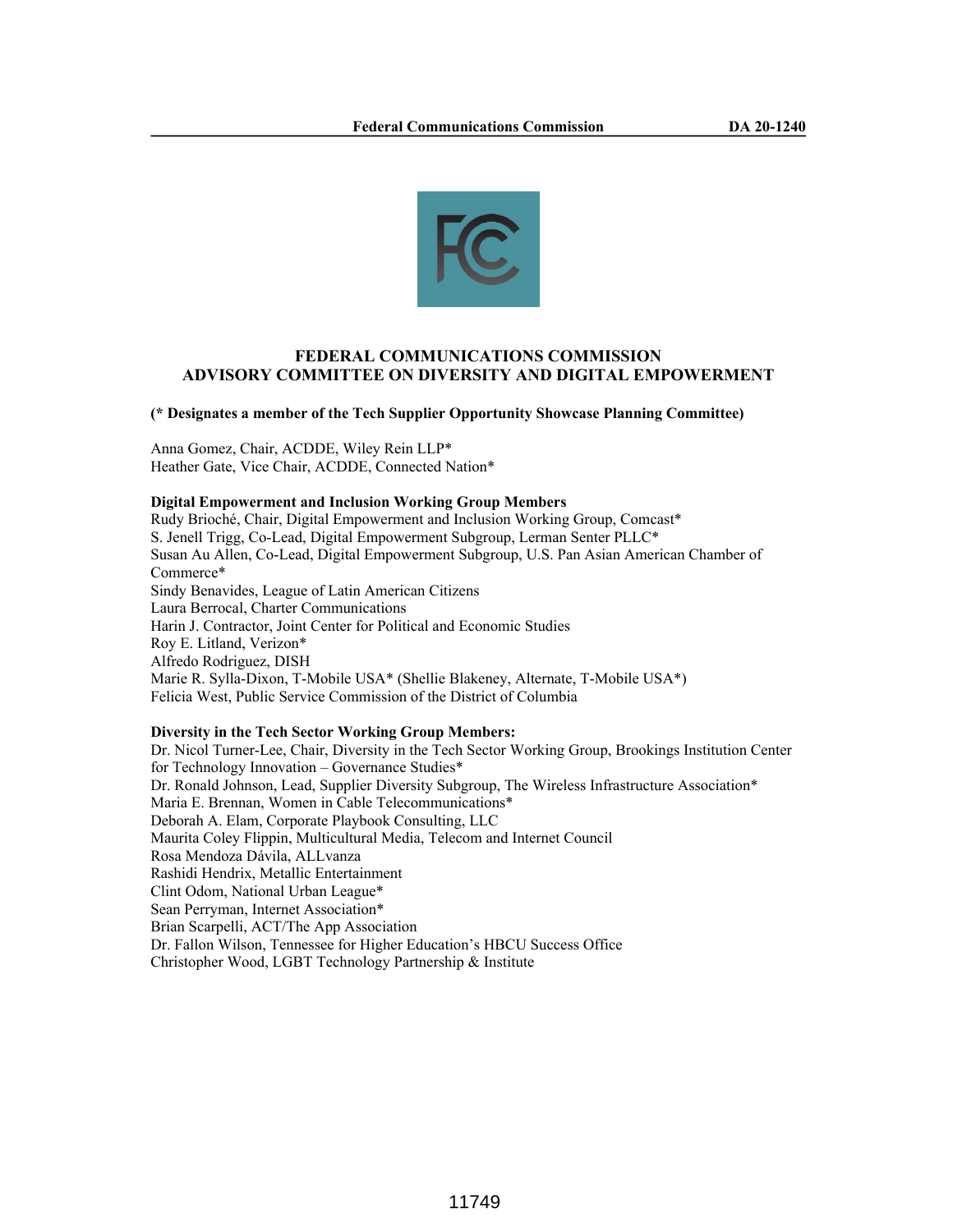# FEDERAL COMMUNICATIONS COMMISSION
# ADVISORY COMMITTEE ON DIVERSITY AND DIGITAL EMPOWERMENT

**(* Designates a member of the Tech Supplier Opportunity Showcase Planning Committee)**

Anna Gomez, Chair, ACDDE, Wiley Rein LLP*
Heather Gate, Vice Chair, ACDDE, Connected Nation*

**Digital Empowerment and Inclusion Working Group Members**
Rudy Brioché, Chair, Digital Empowerment and Inclusion Working Group, Comcast*
S. Jenell Trigg, Co-Lead, Digital Empowerment Subgroup, Lerman Senter PLLC*
Susan Au Allen, Co-Lead, Digital Empowerment Subgroup, U.S. Pan Asian American Chamber of Commerce*
Sindy Benavides, League of Latin American Citizens
Laura Berrocal, Charter Communications
Harin J. Contractor, Joint Center for Political and Economic Studies
Roy E. Litland, Verizon*
Alfredo Rodriguez, DISH
Marie R. Sylla-Dixon, T-Mobile USA* (Shellie Blakeney, Alternate, T-Mobile USA*)
Felicia West, Public Service Commission of the District of Columbia

**Diversity in the Tech Sector Working Group Members:**
Dr. Nicol Turner-Lee, Chair, Diversity in the Tech Sector Working Group, Brookings Institution Center for Technology Innovation – Governance Studies*
Dr. Ronald Johnson, Lead, Supplier Diversity Subgroup, The Wireless Infrastructure Association*
Maria E. Brennan, Women in Cable Telecommunications*
Deborah A. Elam, Corporate Playbook Consulting, LLC
Maurita Coley Flippin, Multicultural Media, Telecom and Internet Council
Rosa Mendoza Dávila, ALLvanza
Rashidi Hendrix, Metallic Entertainment
Clint Odom, National Urban League*
Sean Perryman, Internet Association*
Brian Scarpelli, ACT/The App Association
Dr. Fallon Wilson, Tennessee for Higher Education's HBCU Success Office
Christopher Wood, LGBT Technology Partnership & Institute